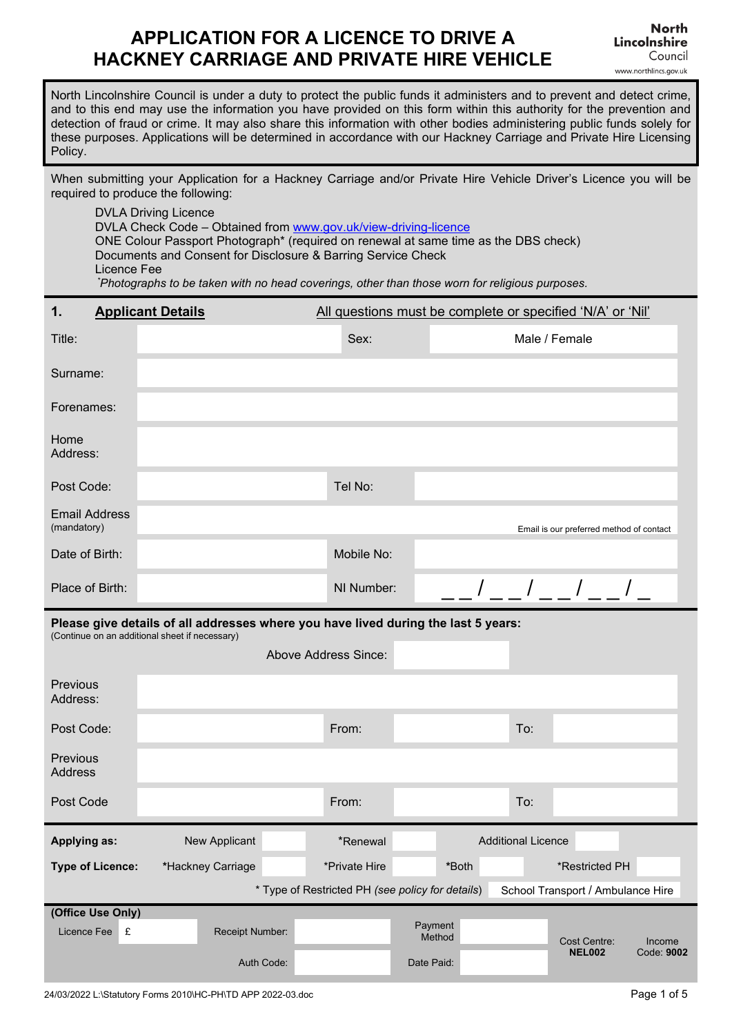# APPLICATION FOR A LICENCE TO DRIVE A HACKNEY CARRIAGE AND PRIVATE HIRE VEHICLE

North Lincolnshire Council
www.northlincs.gov.uk

North Lincolnshire Council is under a duty to protect the public funds it administers and to prevent and detect crime, and to this end may use the information you have provided on this form within this authority for the prevention and detection of fraud or crime. It may also share this information with other bodies administering public funds solely for these purposes. Applications will be determined in accordance with our Hackney Carriage and Private Hire Licensing Policy.

When submitting your Application for a Hackney Carriage and/or Private Hire Vehicle Driver's Licence you will be required to produce the following:

- DVLA Driving Licence
- DVLA Check Code – Obtained from www.gov.uk/view-driving-licence
- ONE Colour Passport Photograph* (required on renewal at same time as the DBS check)
- Documents and Consent for Disclosure & Barring Service Check
- Licence Fee

*\*Photographs to be taken with no head coverings, other than those worn for religious purposes.*

## 1. Applicant Details

All questions must be complete or specified 'N/A' or 'Nil'

| | | | |
|---|---|---|---|
| Title: | | Sex: | Male / Female |
| Surname: | | | |
| Forenames: | | | |
| Home Address: | | | |
| Post Code: | | Tel No: | |
| Email Address (mandatory) | Email is our preferred method of contact | | |
| Date of Birth: | | Mobile No: | |
| Place of Birth: | | NI Number: | _ _ / _ _ / _ _ / _ _ / _ |

**Please give details of all addresses where you have lived during the last 5 years:**
(Continue on an additional sheet if necessary)

| | | | | | |
|---|---|---|---|---|---|
| | | Above Address Since: | | | |
| Previous Address: | | | | | |
| Post Code: | | From: | | To: | |
| Previous Address | | | | | |
| Post Code | | From: | | To: | |

| | | | | | | | | |
|---|---|---|---|---|---|---|---|---|
| **Applying as:** | New Applicant | | *Renewal | | Additional Licence | | | |
| **Type of Licence:** | *Hackney Carriage | | *Private Hire | | *Both | | *Restricted PH | |
| | | | * Type of Restricted PH (*see policy for details*) | | School Transport / Ambulance Hire | | | |

**(Office Use Only)**

| | | | | | | |
|---|---|---|---|---|---|---|
| Licence Fee | £ | Receipt Number: | | Payment Method | | Cost Centre: **NEL002** |
| | | Auth Code: | | Date Paid: | | Income Code: **9002** |

24/03/2022 L:\Statutory Forms 2010\HC-PH\TD APP 2022-03.doc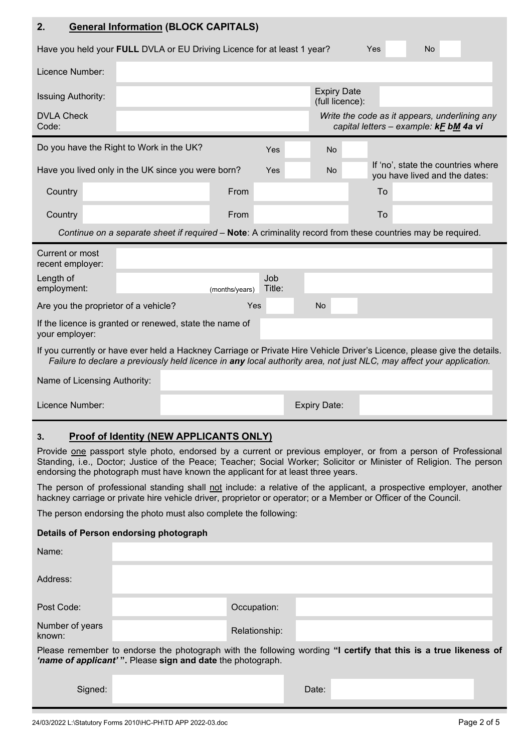## 2. General Information (BLOCK CAPITALS)

| | | | | | |
|---|---|---|---|---|---|
| Have you held your **FULL** DVLA or EU Driving Licence for at least 1 year? | | Yes | | No | |
| Licence Number: | | | | | |
| Issuing Authority: | | Expiry Date (full licence): | | | |
| DVLA Check Code: | | *Write the code as it appears, underlining any capital letters – example: k<u>F</u> b<u>M</u> 4a vi* | | | |

| | | | | |
|---|---|---|---|---|
| Do you have the Right to Work in the UK? | Yes | | No | |
| Have you lived only in the UK since you were born? | Yes | | No | If 'no', state the countries where you have lived and the dates: |

| Country | | From | | To | |
|---|---|---|---|---|---|
| Country | | From | | To | |

*Continue on a separate sheet if required –* **Note**: *A criminality record from these countries may be required.*

| | | | |
|---|---|---|---|
| Current or most recent employer: | | | |
| Length of employment: | (months/years) | Job Title: | |
| Are you the proprietor of a vehicle? | Yes | | No |
| If the licence is granted or renewed, state the name of your employer: | | | |

If you currently or have ever held a Hackney Carriage or Private Hire Vehicle Driver's Licence, please give the details. *Failure to declare a previously held licence in **any** local authority area, not just NLC, may affect your application.*

| | | | |
|---|---|---|---|
| Name of Licensing Authority: | | | |
| Licence Number: | | Expiry Date: | |

## 3. Proof of Identity (NEW APPLICANTS ONLY)

Provide one passport style photo, endorsed by a current or previous employer, or from a person of Professional Standing, i.e., Doctor; Justice of the Peace; Teacher; Social Worker; Solicitor or Minister of Religion. The person endorsing the photograph must have known the applicant for at least three years.

The person of professional standing shall not include: a relative of the applicant, a prospective employer, another hackney carriage or private hire vehicle driver, proprietor or operator; or a Member or Officer of the Council.

The person endorsing the photo must also complete the following:

**Details of Person endorsing photograph**

| | | | |
|---|---|---|---|
| Name: | | | |
| Address: | | | |
| Post Code: | | Occupation: | |
| Number of years known: | | Relationship: | |

Please remember to endorse the photograph with the following wording **"I certify that this is a true likeness of *'name of applicant'* ".** Please **sign and date** the photograph.

| | | | |
|---|---|---|---|
| Signed: | | Date: | |

24/03/2022 L:\Statutory Forms 2010\HC-PH\TD APP 2022-03.doc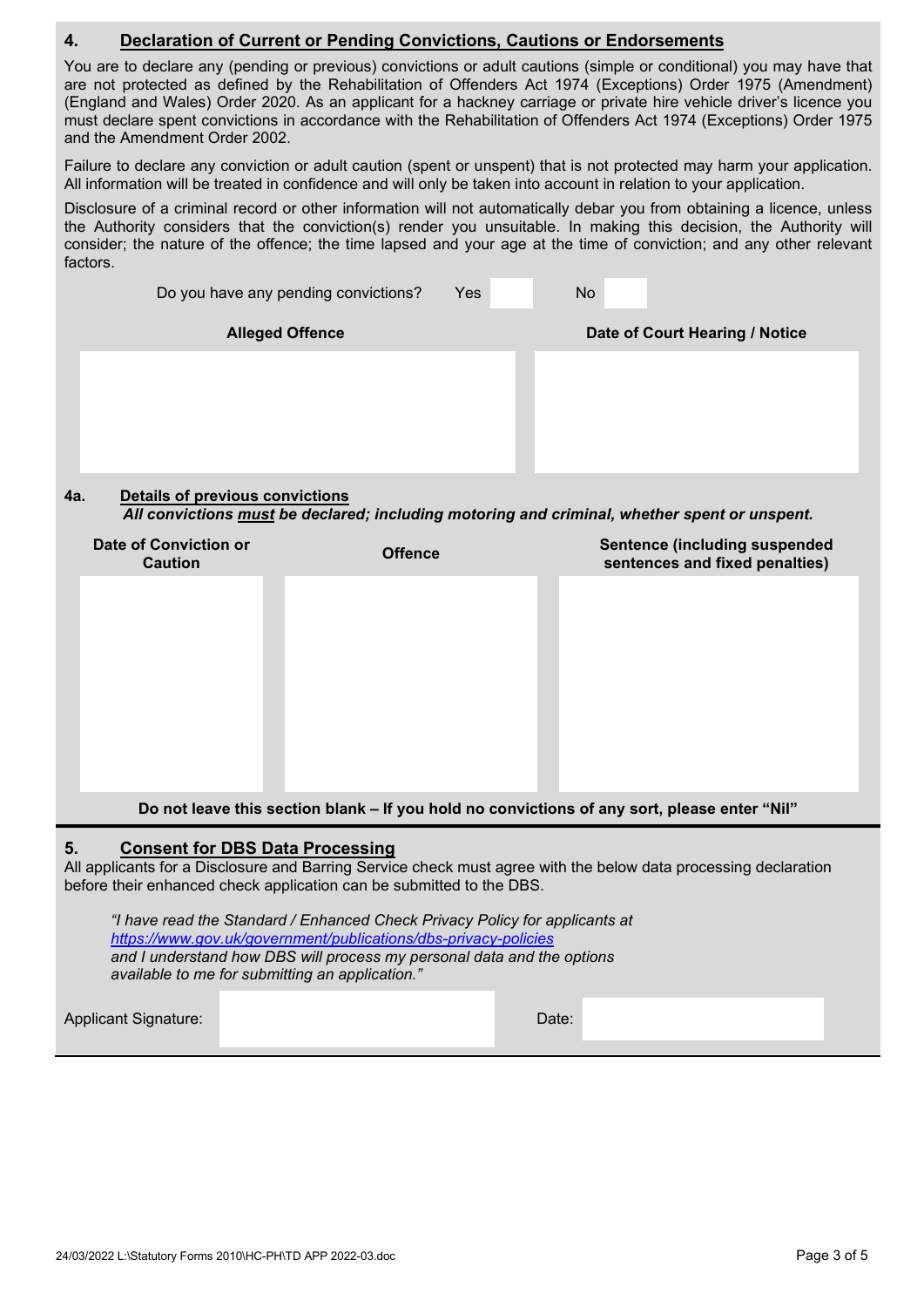## 4. Declaration of Current or Pending Convictions, Cautions or Endorsements

You are to declare any (pending or previous) convictions or adult cautions (simple or conditional) you may have that are not protected as defined by the Rehabilitation of Offenders Act 1974 (Exceptions) Order 1975 (Amendment) (England and Wales) Order 2020. As an applicant for a hackney carriage or private hire vehicle driver's licence you must declare spent convictions in accordance with the Rehabilitation of Offenders Act 1974 (Exceptions) Order 1975 and the Amendment Order 2002.

Failure to declare any conviction or adult caution (spent or unspent) that is not protected may harm your application. All information will be treated in confidence and will only be taken into account in relation to your application.

Disclosure of a criminal record or other information will not automatically debar you from obtaining a licence, unless the Authority considers that the conviction(s) render you unsuitable. In making this decision, the Authority will consider; the nature of the offence; the time lapsed and your age at the time of conviction; and any other relevant factors.

Do you have any pending convictions? Yes ☐ No ☐

| Alleged Offence | Date of Court Hearing / Notice |
|---|---|
| | |

## 4a. Details of previous convictions

***All convictions must be declared; including motoring and criminal, whether spent or unspent.***

| Date of Conviction or Caution | Offence | Sentence (including suspended sentences and fixed penalties) |
|---|---|---|
| | | |

**Do not leave this section blank – If you hold no convictions of any sort, please enter "Nil"**

## 5. Consent for DBS Data Processing

All applicants for a Disclosure and Barring Service check must agree with the below data processing declaration before their enhanced check application can be submitted to the DBS.

*"I have read the Standard / Enhanced Check Privacy Policy for applicants at https://www.gov.uk/government/publications/dbs-privacy-policies and I understand how DBS will process my personal data and the options available to me for submitting an application."*

Applicant Signature: ____________________ Date: ____________________

24/03/2022 L:\Statutory Forms 2010\HC-PH\TD APP 2022-03.doc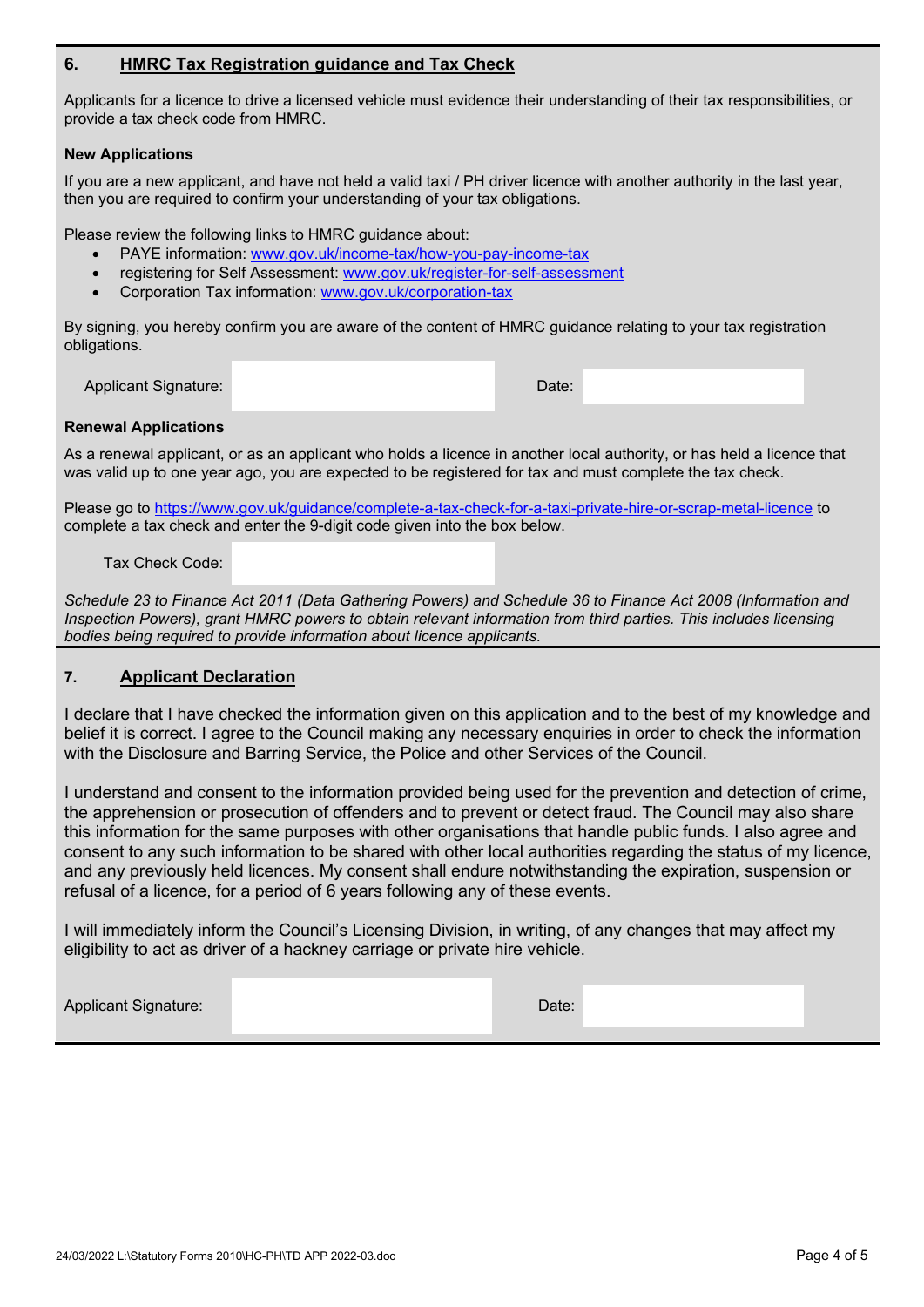## 6. HMRC Tax Registration guidance and Tax Check

Applicants for a licence to drive a licensed vehicle must evidence their understanding of their tax responsibilities, or provide a tax check code from HMRC.

**New Applications**

If you are a new applicant, and have not held a valid taxi / PH driver licence with another authority in the last year, then you are required to confirm your understanding of your tax obligations.

Please review the following links to HMRC guidance about:

- PAYE information: www.gov.uk/income-tax/how-you-pay-income-tax
- registering for Self Assessment: www.gov.uk/register-for-self-assessment
- Corporation Tax information: www.gov.uk/corporation-tax

By signing, you hereby confirm you are aware of the content of HMRC guidance relating to your tax registration obligations.

| Applicant Signature: | | Date: | |
|---|---|---|---|

**Renewal Applications**

As a renewal applicant, or as an applicant who holds a licence in another local authority, or has held a licence that was valid up to one year ago, you are expected to be registered for tax and must complete the tax check.

Please go to https://www.gov.uk/guidance/complete-a-tax-check-for-a-taxi-private-hire-or-scrap-metal-licence to complete a tax check and enter the 9-digit code given into the box below.

| Tax Check Code: | |
|---|---|

*Schedule 23 to Finance Act 2011 (Data Gathering Powers) and Schedule 36 to Finance Act 2008 (Information and Inspection Powers), grant HMRC powers to obtain relevant information from third parties. This includes licensing bodies being required to provide information about licence applicants.*

## 7. Applicant Declaration

I declare that I have checked the information given on this application and to the best of my knowledge and belief it is correct. I agree to the Council making any necessary enquiries in order to check the information with the Disclosure and Barring Service, the Police and other Services of the Council.

I understand and consent to the information provided being used for the prevention and detection of crime, the apprehension or prosecution of offenders and to prevent or detect fraud. The Council may also share this information for the same purposes with other organisations that handle public funds. I also agree and consent to any such information to be shared with other local authorities regarding the status of my licence, and any previously held licences. My consent shall endure notwithstanding the expiration, suspension or refusal of a licence, for a period of 6 years following any of these events.

I will immediately inform the Council's Licensing Division, in writing, of any changes that may affect my eligibility to act as driver of a hackney carriage or private hire vehicle.

| Applicant Signature: | | Date: | |
|---|---|---|---|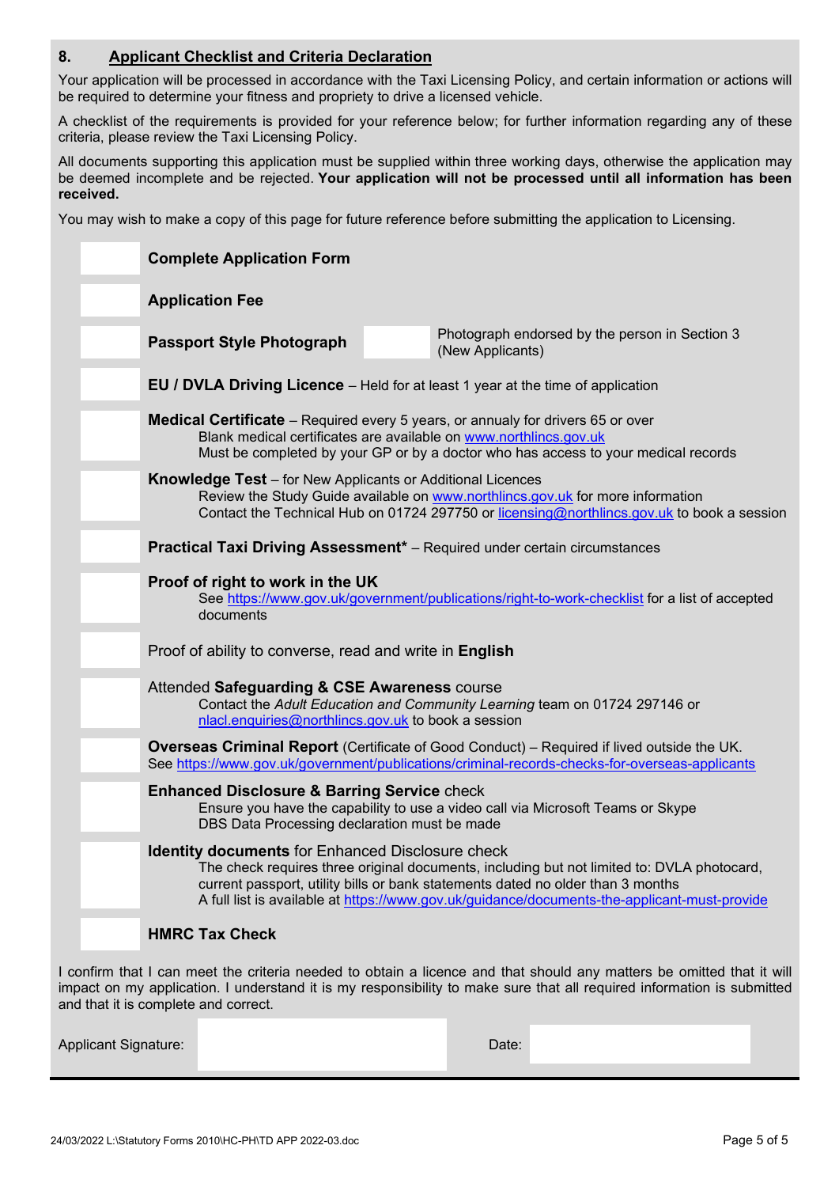## 8. Applicant Checklist and Criteria Declaration

Your application will be processed in accordance with the Taxi Licensing Policy, and certain information or actions will be required to determine your fitness and propriety to drive a licensed vehicle.

A checklist of the requirements is provided for your reference below; for further information regarding any of these criteria, please review the Taxi Licensing Policy.

All documents supporting this application must be supplied within three working days, otherwise the application may be deemed incomplete and be rejected. **Your application will not be processed until all information has been received.**

You may wish to make a copy of this page for future reference before submitting the application to Licensing.

| | |
|---|---|
| ☐ | **Complete Application Form** |
| ☐ | **Application Fee** |
| ☐ | **Passport Style Photograph** ☐ Photograph endorsed by the person in Section 3 (New Applicants) |
| ☐ | **EU / DVLA Driving Licence** – Held for at least 1 year at the time of application |
| ☐ | **Medical Certificate** – Required every 5 years, or annual for drivers 65 or over<br>Blank medical certificates are available on www.northlincs.gov.uk<br>Must be completed by your GP or by a doctor who has access to your medical records |
| ☐ | **Knowledge Test** – for New Applicants or Additional Licences<br>Review the Study Guide available on www.northlincs.gov.uk for more information<br>Contact the Technical Hub on 01724 297750 or licensing@northlincs.gov.uk to book a session |
| ☐ | **Practical Taxi Driving Assessment*** – Required under certain circumstances |
| ☐ | **Proof of right to work in the UK**<br>See https://www.gov.uk/government/publications/right-to-work-checklist for a list of accepted documents |
| ☐ | Proof of ability to converse, read and write in **English** |
| ☐ | Attended **Safeguarding & CSE Awareness** course<br>Contact the *Adult Education and Community Learning* team on 01724 297146 or nlacl.enquiries@northlincs.gov.uk to book a session |
| ☐ | **Overseas Criminal Report** (Certificate of Good Conduct) – Required if lived outside the UK.<br>See https://www.gov.uk/government/publications/criminal-records-checks-for-overseas-applicants |
| ☐ | **Enhanced Disclosure & Barring Service** check<br>Ensure you have the capability to use a video call via Microsoft Teams or Skype<br>DBS Data Processing declaration must be made |
| ☐ | **Identity documents** for Enhanced Disclosure check<br>The check requires three original documents, including but not limited to: DVLA photocard, current passport, utility bills or bank statements dated no older than 3 months<br>A full list is available at https://www.gov.uk/guidance/documents-the-applicant-must-provide |
| ☐ | **HMRC Tax Check** |

I confirm that I can meet the criteria needed to obtain a licence and that should any matters be omitted that it will impact on my application. I understand it is my responsibility to make sure that all required information is submitted and that it is complete and correct.

Applicant Signature: \_\_\_\_\_\_\_\_\_\_\_\_\_\_\_\_ Date: \_\_\_\_\_\_\_\_\_\_\_\_\_\_\_\_

24/03/2022 L:\Statutory Forms 2010\HC-PH\TD APP 2022-03.doc